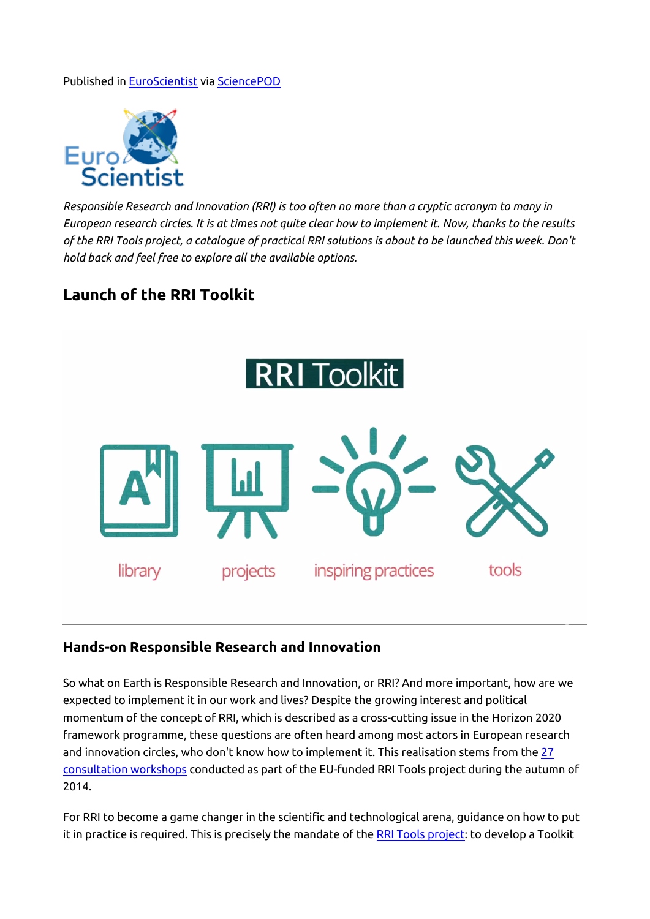Published in EuroScientist via SciencePOD

*Responsible Research and Innovation (RRI) is too often no more than a cryptic acronym to many in European research circles. It is at times not quite clear how to implement it. Now, thanks to the results of the RRI Tools project, a catalogue of practical RRI solutions is about to be launched this week. Don't hold back and feel free to explore all the available options.*

## Launch of the RRI Toolkit

### Hands-on Responsible Research and Innovation

So what on Earth is Responsible Research and Innovation, or RRI? And more important, how are we expected to implement it in our work and lives? Despite the growing interest and political momentum of the concept of RRI, which is described as a cross-cutting issue in the Horizon 2020 framework programme, these questions are often heard among most actors in European research and innovation circles, who don't know how to implement it. This realisation stems from the 27 consultation workshops conducted as part of the EU-funded RRI Tools project during the autumn of 2014.

For RRI to become a game changer in the scientific and technological arena, guidance on how to put it in practice is required. This is precisely the mandate of the RRI Tools project: to develop a Toolkit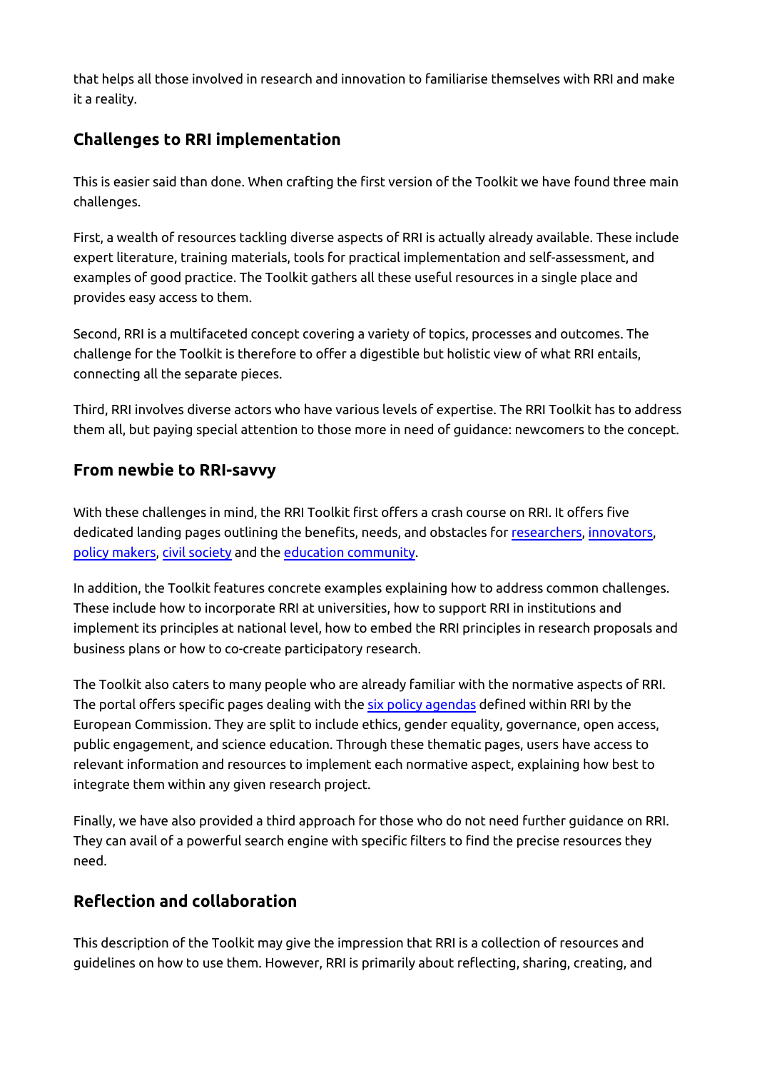that helps all those involved in research and innovation to familiarise themselves with RRI and make it a reality.

## Challenges to RRI implementation

This is easier said than done. When crafting the first version of the Toolkit we have found three main challenges.

First, a wealth of resources tackling diverse aspects of RRI is actually already available. These include expert literature, training materials, tools for practical implementation and self-assessment, and examples of good practice. The Toolkit gathers all these useful resources in a single place and provides easy access to them.

Second, RRI is a multifaceted concept covering a variety of topics, processes and outcomes. The challenge for the Toolkit is therefore to offer a digestible but holistic view of what RRI entails, connecting all the separate pieces.

Third, RRI involves diverse actors who have various levels of expertise. The RRI Toolkit has to address them all, but paying special attention to those more in need of guidance: newcomers to the concept.

## From newbie to RRI-savvy

With these challenges in mind, the RRI Toolkit first offers a crash course on RRI. It offers five dedicated landing pages outlining the benefits, needs, and obstacles for researchers, innovators, policy makers, civil society and the education community.

In addition, the Toolkit features concrete examples explaining how to address common challenges. These include how to incorporate RRI at universities, how to support RRI in institutions and implement its principles at national level, how to embed the RRI principles in research proposals and business plans or how to co-create participatory research.

The Toolkit also caters to many people who are already familiar with the normative aspects of RRI. The portal offers specific pages dealing with the six policy agendas defined within RRI by the European Commission. They are split to include ethics, gender equality, governance, open access, public engagement, and science education. Through these thematic pages, users have access to relevant information and resources to implement each normative aspect, explaining how best to integrate them within any given research project.

Finally, we have also provided a third approach for those who do not need further guidance on RRI. They can avail of a powerful search engine with specific filters to find the precise resources they need.

## Reflection and collaboration

This description of the Toolkit may give the impression that RRI is a collection of resources and guidelines on how to use them. However, RRI is primarily about reflecting, sharing, creating, and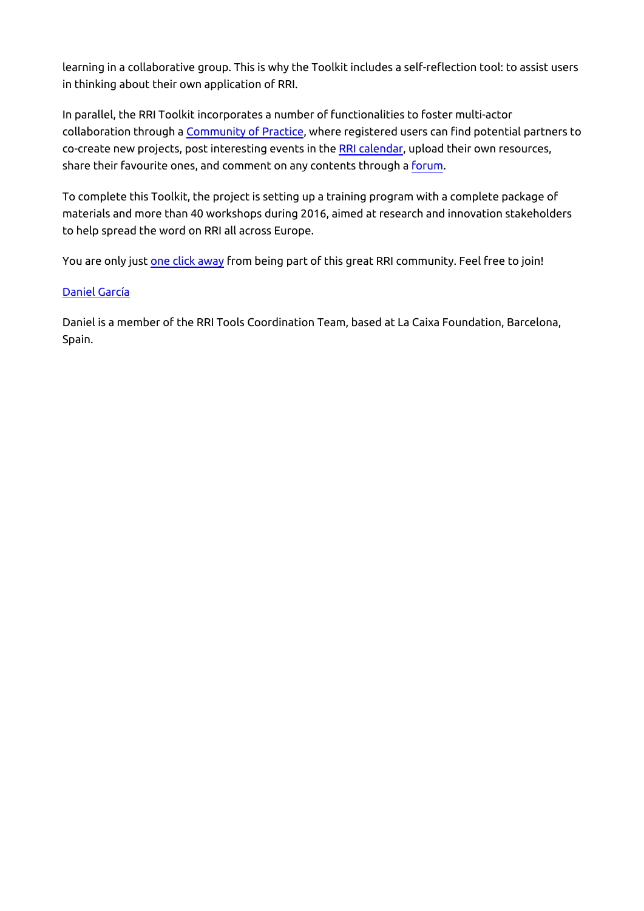learning in a collaborative group. This is why the Toolkit includes a self-reflection tool: to assist users in thinking about their own application of RRI.

In parallel, the RRI Toolkit incorporates a number of functionalities to foster multi-actor collaboration through a Community of Practice, where registered users can find potential partners to co-create new projects, post interesting events in the RRI calendar, upload their own resources, share their favourite ones, and comment on any contents through a forum.

To complete this Toolkit, the project is setting up a training program with a complete package of materials and more than 40 workshops during 2016, aimed at research and innovation stakeholders to help spread the word on RRI all across Europe.

You are only just one click away from being part of this great RRI community. Feel free to join!

Daniel García

Daniel is a member of the RRI Tools Coordination Team, based at La Caixa Foundation, Barcelona, Spain.